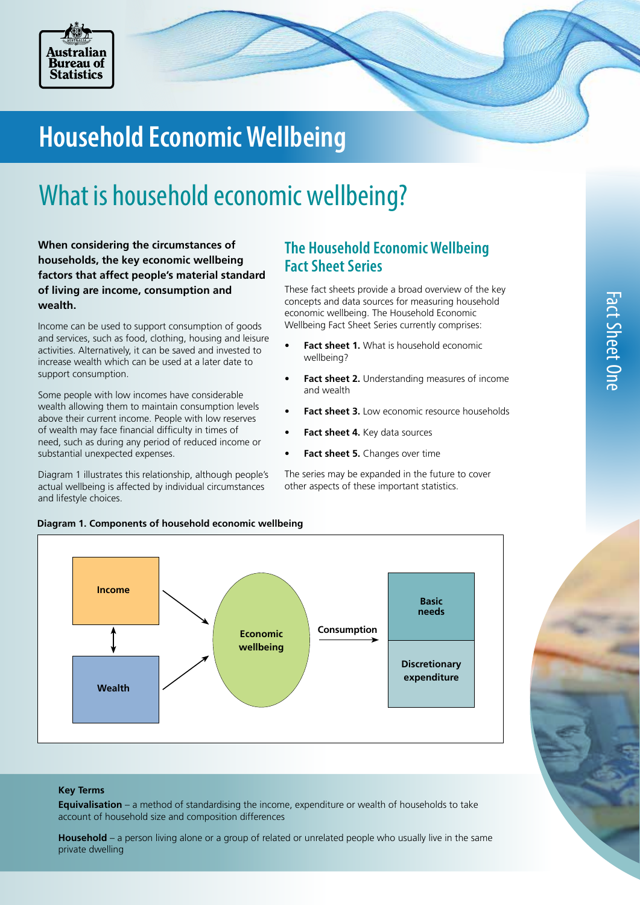# Household Economic Wellbeing

## What is household economic wellbeing?

**When considering the circumstances of households, the key economic wellbeing factors that affect people's material standard of living are income, consumption and wealth.**

Income can be used to support consumption of goods and services, such as food, clothing, housing and leisure activities. Alternatively, it can be saved and invested to increase wealth which can be used at a later date to support consumption.

Some people with low incomes have considerable wealth allowing them to maintain consumption levels above their current income. People with low reserves of wealth may face financial difficulty in times of need, such as during any period of reduced income or substantial unexpected expenses.

Diagram 1 illustrates this relationship, although people's actual wellbeing is affected by individual circumstances and lifestyle choices.

### The Household Economic Wellbeing Fact Sheet Series

These fact sheets provide a broad overview of the key concepts and data sources for measuring household economic wellbeing. The Household Economic Wellbeing Fact Sheet Series currently comprises:

- **Fact sheet 1.** What is household economic wellbeing?
- **Fact sheet 2.** Understanding measures of income and wealth
- **Fact sheet 3.** Low economic resource households
- **Fact sheet 4.** Key data sources
- **Fact sheet 5.** Changes over time

The series may be expanded in the future to cover other aspects of these important statistics.

**Diagram 1. Components of household economic wellbeing**

Income ↕ Wealth → Economic wellbeing → Consumption → Basic needs / Discretionary expenditure

**Key Terms**

**Equivalisation** – a method of standardising the income, expenditure or wealth of households to take account of household size and composition differences

**Household** – a person living alone or a group of related or unrelated people who usually live in the same private dwelling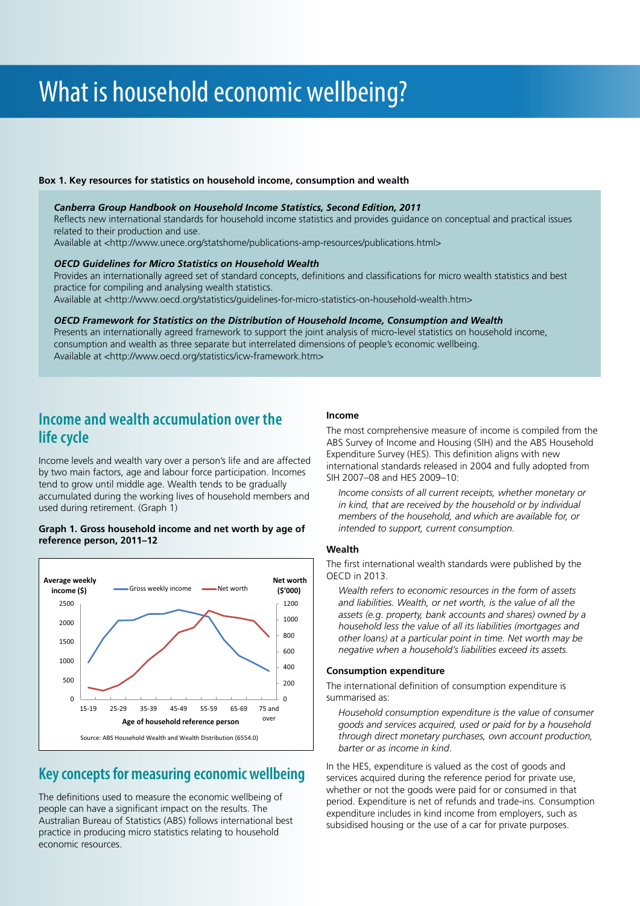# What is household economic wellbeing?

**Box 1. Key resources for statistics on household income, consumption and wealth**

***Canberra Group Handbook on Household Income Statistics, Second Edition, 2011***
Reflects new international standards for household income statistics and provides guidance on conceptual and practical issues related to their production and use.
Available at <http://www.unece.org/statshome/publications-amp-resources/publications.html>

***OECD Guidelines for Micro Statistics on Household Wealth***
Provides an internationally agreed set of standard concepts, definitions and classifications for micro wealth statistics and best practice for compiling and analysing wealth statistics.
Available at <http://www.oecd.org/statistics/guidelines-for-micro-statistics-on-household-wealth.htm>

***OECD Framework for Statistics on the Distribution of Household Income, Consumption and Wealth***
Presents an internationally agreed framework to support the joint analysis of micro-level statistics on household income, consumption and wealth as three separate but interrelated dimensions of people's economic wellbeing.
Available at <http://www.oecd.org/statistics/icw-framework.htm>

## Income and wealth accumulation over the life cycle

Income levels and wealth vary over a person's life and are affected by two main factors, age and labour force participation. Incomes tend to grow until middle age. Wealth tends to be gradually accumulated during the working lives of household members and used during retirement. (Graph 1)

**Graph 1. Gross household income and net worth by age of reference person, 2011–12**

Source: ABS Household Wealth and Wealth Distribution (6554.0)

## Key concepts for measuring economic wellbeing

The definitions used to measure the economic wellbeing of people can have a significant impact on the results. The Australian Bureau of Statistics (ABS) follows international best practice in producing micro statistics relating to household economic resources.

### Income

The most comprehensive measure of income is compiled from the ABS Survey of Income and Housing (SIH) and the ABS Household Expenditure Survey (HES). This definition aligns with new international standards released in 2004 and fully adopted from SIH 2007–08 and HES 2009–10:

> *Income consists of all current receipts, whether monetary or in kind, that are received by the household or by individual members of the household, and which are available for, or intended to support, current consumption.*

### Wealth

The first international wealth standards were published by the OECD in 2013.

> *Wealth refers to economic resources in the form of assets and liabilities. Wealth, or net worth, is the value of all the assets (e.g. property, bank accounts and shares) owned by a household less the value of all its liabilities (mortgages and other loans) at a particular point in time. Net worth may be negative when a household's liabilities exceed its assets.*

### Consumption expenditure

The international definition of consumption expenditure is summarised as:

> *Household consumption expenditure is the value of consumer goods and services acquired, used or paid for by a household through direct monetary purchases, own account production, barter or as income in kind.*

In the HES, expenditure is valued as the cost of goods and services acquired during the reference period for private use, whether or not the goods were paid for or consumed in that period. Expenditure is net of refunds and trade-ins. Consumption expenditure includes in kind income from employers, such as subsidised housing or the use of a car for private purposes.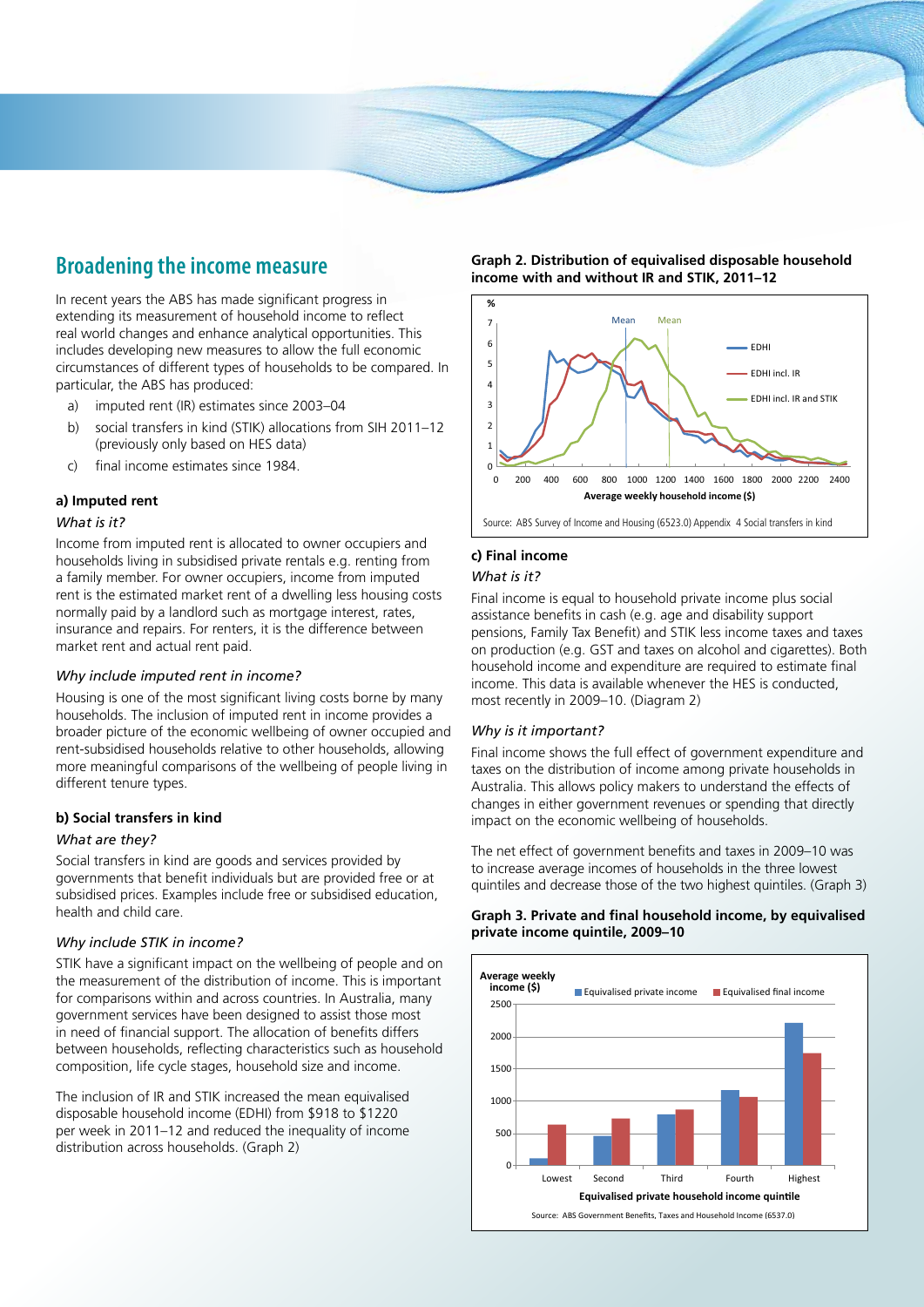## Broadening the income measure

In recent years the ABS has made significant progress in extending its measurement of household income to reflect real world changes and enhance analytical opportunities. This includes developing new measures to allow the full economic circumstances of different types of households to be compared. In particular, the ABS has produced:

a) imputed rent (IR) estimates since 2003–04
b) social transfers in kind (STIK) allocations from SIH 2011–12 (previously only based on HES data)
c) final income estimates since 1984.

#### a) Imputed rent

*What is it?*

Income from imputed rent is allocated to owner occupiers and households living in subsidised private rentals e.g. renting from a family member. For owner occupiers, income from imputed rent is the estimated market rent of a dwelling less housing costs normally paid by a landlord such as mortgage interest, rates, insurance and repairs. For renters, it is the difference between market rent and actual rent paid.

*Why include imputed rent in income?*

Housing is one of the most significant living costs borne by many households. The inclusion of imputed rent in income provides a broader picture of the economic wellbeing of owner occupied and rent-subsidised households relative to other households, allowing more meaningful comparisons of the wellbeing of people living in different tenure types.

#### b) Social transfers in kind

*What are they?*

Social transfers in kind are goods and services provided by governments that benefit individuals but are provided free or at subsidised prices. Examples include free or subsidised education, health and child care.

*Why include STIK in income?*

STIK have a significant impact on the wellbeing of people and on the measurement of the distribution of income. This is important for comparisons within and across countries. In Australia, many government services have been designed to assist those most in need of financial support. The allocation of benefits differs between households, reflecting characteristics such as household composition, life cycle stages, household size and income.

The inclusion of IR and STIK increased the mean equivalised disposable household income (EDHI) from $918 to $1220 per week in 2011–12 and reduced the inequality of income distribution across households. (Graph 2)

**Graph 2. Distribution of equivalised disposable household income with and without IR and STIK, 2011–12**

Source: ABS Survey of Income and Housing (6523.0) Appendix 4 Social transfers in kind

#### c) Final income

*What is it?*

Final income is equal to household private income plus social assistance benefits in cash (e.g. age and disability support pensions, Family Tax Benefit) and STIK less income taxes and taxes on production (e.g. GST and taxes on alcohol and cigarettes). Both household income and expenditure are required to estimate final income. This data is available whenever the HES is conducted, most recently in 2009–10. (Diagram 2)

*Why is it important?*

Final income shows the full effect of government expenditure and taxes on the distribution of income among private households in Australia. This allows policy makers to understand the effects of changes in either government revenues or spending that directly impact on the economic wellbeing of households.

The net effect of government benefits and taxes in 2009–10 was to increase average incomes of households in the three lowest quintiles and decrease those of the two highest quintiles. (Graph 3)

**Graph 3. Private and final household income, by equivalised private income quintile, 2009–10**

Source: ABS Government Benefits, Taxes and Household Income (6537.0)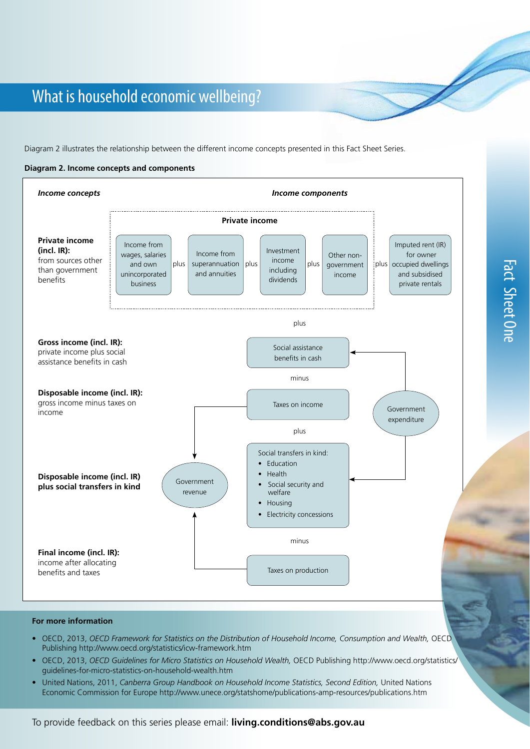# What is household economic wellbeing?

Diagram 2 illustrates the relationship between the different income concepts presented in this Fact Sheet Series.

**Diagram 2. Income concepts and components**

***Income concepts***

***Income components***

**Private income**

**Private income (incl. IR):** from sources other than government benefits

Income from wages, salaries and own unincorporated business plus Income from superannuation and annuities plus Investment income including dividends plus Other non-government income plus Imputed rent (IR) for owner occupied dwellings and subsidised private rentals

plus

**Gross income (incl. IR):** private income plus social assistance benefits in cash

Social assistance benefits in cash

minus

**Disposable income (incl. IR):** gross income minus taxes on income

Taxes on income

Government expenditure

plus

**Disposable income (incl. IR) plus social transfers in kind**

Government revenue

Social transfers in kind:

- Education
- Health
- Social security and welfare
- Housing
- Electricity concessions

minus

**Final income (incl. IR):** income after allocating benefits and taxes

Taxes on production

**For more information**

- OECD, 2013, *OECD Framework for Statistics on the Distribution of Household Income, Consumption and Wealth,* OECD Publishing http://www.oecd.org/statistics/icw-framework.htm
- OECD, 2013, *OECD Guidelines for Micro Statistics on Household Wealth,* OECD Publishing http://www.oecd.org/statistics/guidelines-for-micro-statistics-on-household-wealth.htm
- United Nations, 2011, *Canberra Group Handbook on Household Income Statistics, Second Edition,* United Nations Economic Commission for Europe http://www.unece.org/statshome/publications-amp-resources/publications.htm

To provide feedback on this series please email: **living.conditions@abs.gov.au**